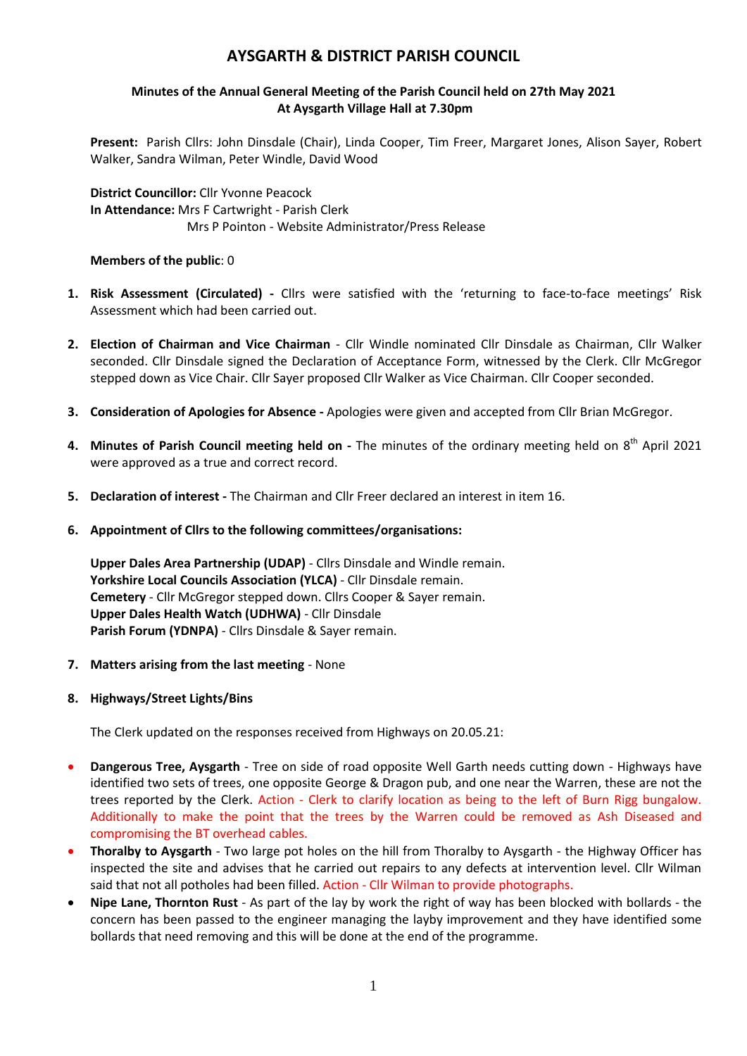# AYSGARTH & DISTRICT PARISH COUNCIL

**Minutes of the Annual General Meeting of the Parish Council held on 27th May 2021**
**At Aysgarth Village Hall at 7.30pm**

**Present:** Parish Cllrs: John Dinsdale (Chair), Linda Cooper, Tim Freer, Margaret Jones, Alison Sayer, Robert Walker, Sandra Wilman, Peter Windle, David Wood

**District Councillor:** Cllr Yvonne Peacock
**In Attendance:** Mrs F Cartwright - Parish Clerk
Mrs P Pointon - Website Administrator/Press Release

**Members of the public**: 0

1. **Risk Assessment (Circulated) -** Cllrs were satisfied with the 'returning to face-to-face meetings' Risk Assessment which had been carried out.

2. **Election of Chairman and Vice Chairman** - Cllr Windle nominated Cllr Dinsdale as Chairman, Cllr Walker seconded. Cllr Dinsdale signed the Declaration of Acceptance Form, witnessed by the Clerk. Cllr McGregor stepped down as Vice Chair. Cllr Sayer proposed Cllr Walker as Vice Chairman. Cllr Cooper seconded.

3. **Consideration of Apologies for Absence -** Apologies were given and accepted from Cllr Brian McGregor.

4. **Minutes of Parish Council meeting held on -** The minutes of the ordinary meeting held on 8th April 2021 were approved as a true and correct record.

5. **Declaration of interest -** The Chairman and Cllr Freer declared an interest in item 16.

6. **Appointment of Cllrs to the following committees/organisations:**

   **Upper Dales Area Partnership (UDAP)** - Cllrs Dinsdale and Windle remain.
   **Yorkshire Local Councils Association (YLCA)** - Cllr Dinsdale remain.
   **Cemetery** - Cllr McGregor stepped down. Cllrs Cooper & Sayer remain.
   **Upper Dales Health Watch (UDHWA)** - Cllr Dinsdale
   **Parish Forum (YDNPA)** - Cllrs Dinsdale & Sayer remain.

7. **Matters arising from the last meeting** - None

8. **Highways/Street Lights/Bins**

   The Clerk updated on the responses received from Highways on 20.05.21:

- **Dangerous Tree, Aysgarth** - Tree on side of road opposite Well Garth needs cutting down - Highways have identified two sets of trees, one opposite George & Dragon pub, and one near the Warren, these are not the trees reported by the Clerk. Action - Clerk to clarify location as being to the left of Burn Rigg bungalow. Additionally to make the point that the trees by the Warren could be removed as Ash Diseased and compromising the BT overhead cables.
- **Thoralby to Aysgarth** - Two large pot holes on the hill from Thoralby to Aysgarth - the Highway Officer has inspected the site and advises that he carried out repairs to any defects at intervention level. Cllr Wilman said that not all potholes had been filled. Action - Cllr Wilman to provide photographs.
- **Nipe Lane, Thornton Rust** - As part of the lay by work the right of way has been blocked with bollards - the concern has been passed to the engineer managing the layby improvement and they have identified some bollards that need removing and this will be done at the end of the programme.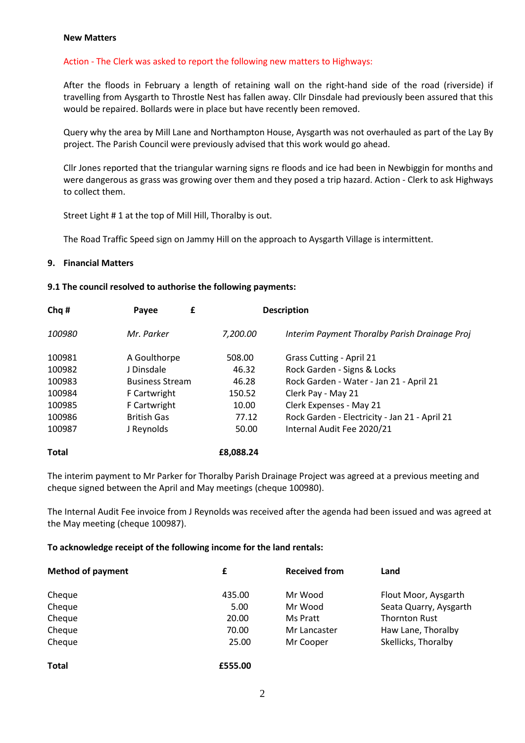**New Matters**

Action - The Clerk was asked to report the following new matters to Highways:

After the floods in February a length of retaining wall on the right-hand side of the road (riverside) if travelling from Aysgarth to Throstle Nest has fallen away. Cllr Dinsdale had previously been assured that this would be repaired. Bollards were in place but have recently been removed.

Query why the area by Mill Lane and Northampton House, Aysgarth was not overhauled as part of the Lay By project. The Parish Council were previously advised that this work would go ahead.

Cllr Jones reported that the triangular warning signs re floods and ice had been in Newbiggin for months and were dangerous as grass was growing over them and they posed a trip hazard. Action - Clerk to ask Highways to collect them.

Street Light # 1 at the top of Mill Hill, Thoralby is out.

The Road Traffic Speed sign on Jammy Hill on the approach to Aysgarth Village is intermittent.

## 9. Financial Matters

**9.1 The council resolved to authorise the following payments:**

| Chq # | Payee | £ | Description |
|---|---|---|---|
| *100980* | *Mr. Parker* | *7,200.00* | *Interim Payment Thoralby Parish Drainage Proj* |
| 100981 | A Goulthorpe | 508.00 | Grass Cutting - April 21 |
| 100982 | J Dinsdale | 46.32 | Rock Garden - Signs & Locks |
| 100983 | Business Stream | 46.28 | Rock Garden - Water - Jan 21 - April 21 |
| 100984 | F Cartwright | 150.52 | Clerk Pay - May 21 |
| 100985 | F Cartwright | 10.00 | Clerk Expenses - May 21 |
| 100986 | British Gas | 77.12 | Rock Garden - Electricity - Jan 21 - April 21 |
| 100987 | J Reynolds | 50.00 | Internal Audit Fee 2020/21 |
| **Total** | | **£8,088.24** | |

The interim payment to Mr Parker for Thoralby Parish Drainage Project was agreed at a previous meeting and cheque signed between the April and May meetings (cheque 100980).

The Internal Audit Fee invoice from J Reynolds was received after the agenda had been issued and was agreed at the May meeting (cheque 100987).

**To acknowledge receipt of the following income for the land rentals:**

| Method of payment | £ | Received from | Land |
|---|---|---|---|
| Cheque | 435.00 | Mr Wood | Flout Moor, Aysgarth |
| Cheque | 5.00 | Mr Wood | Seata Quarry, Aysgarth |
| Cheque | 20.00 | Ms Pratt | Thornton Rust |
| Cheque | 70.00 | Mr Lancaster | Haw Lane, Thoralby |
| Cheque | 25.00 | Mr Cooper | Skellicks, Thoralby |
| **Total** | **£555.00** | | |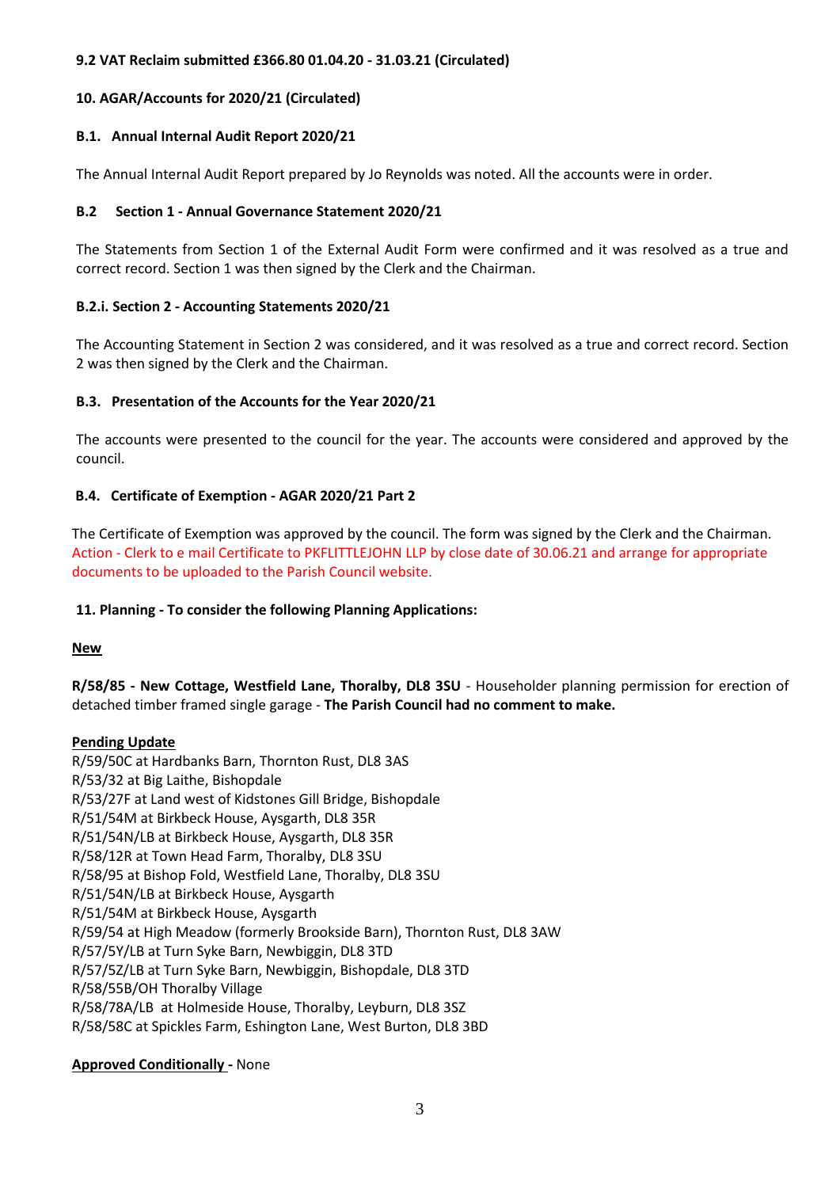**9.2 VAT Reclaim submitted £366.80 01.04.20 - 31.03.21 (Circulated)**

**10. AGAR/Accounts for 2020/21 (Circulated)**

**B.1. Annual Internal Audit Report 2020/21**

The Annual Internal Audit Report prepared by Jo Reynolds was noted. All the accounts were in order.

**B.2 Section 1 - Annual Governance Statement 2020/21**

The Statements from Section 1 of the External Audit Form were confirmed and it was resolved as a true and correct record. Section 1 was then signed by the Clerk and the Chairman.

**B.2.i. Section 2 - Accounting Statements 2020/21**

The Accounting Statement in Section 2 was considered, and it was resolved as a true and correct record. Section 2 was then signed by the Clerk and the Chairman.

**B.3. Presentation of the Accounts for the Year 2020/21**

The accounts were presented to the council for the year. The accounts were considered and approved by the council.

**B.4. Certificate of Exemption - AGAR 2020/21 Part 2**

The Certificate of Exemption was approved by the council. The form was signed by the Clerk and the Chairman.
Action - Clerk to e mail Certificate to PKFLITTLEJOHN LLP by close date of 30.06.21 and arrange for appropriate documents to be uploaded to the Parish Council website.

**11. Planning - To consider the following Planning Applications:**

**New**

**R/58/85 - New Cottage, Westfield Lane, Thoralby, DL8 3SU** - Householder planning permission for erection of detached timber framed single garage - **The Parish Council had no comment to make.**

**Pending Update**

R/59/50C at Hardbanks Barn, Thornton Rust, DL8 3AS
R/53/32 at Big Laithe, Bishopdale
R/53/27F at Land west of Kidstones Gill Bridge, Bishopdale
R/51/54M at Birkbeck House, Aysgarth, DL8 35R
R/51/54N/LB at Birkbeck House, Aysgarth, DL8 35R
R/58/12R at Town Head Farm, Thoralby, DL8 3SU
R/58/95 at Bishop Fold, Westfield Lane, Thoralby, DL8 3SU
R/51/54N/LB at Birkbeck House, Aysgarth
R/51/54M at Birkbeck House, Aysgarth
R/59/54 at High Meadow (formerly Brookside Barn), Thornton Rust, DL8 3AW
R/57/5Y/LB at Turn Syke Barn, Newbiggin, DL8 3TD
R/57/5Z/LB at Turn Syke Barn, Newbiggin, Bishopdale, DL8 3TD
R/58/55B/OH Thoralby Village
R/58/78A/LB at Holmeside House, Thoralby, Leyburn, DL8 3SZ
R/58/58C at Spickles Farm, Eshington Lane, West Burton, DL8 3BD

**Approved Conditionally -** None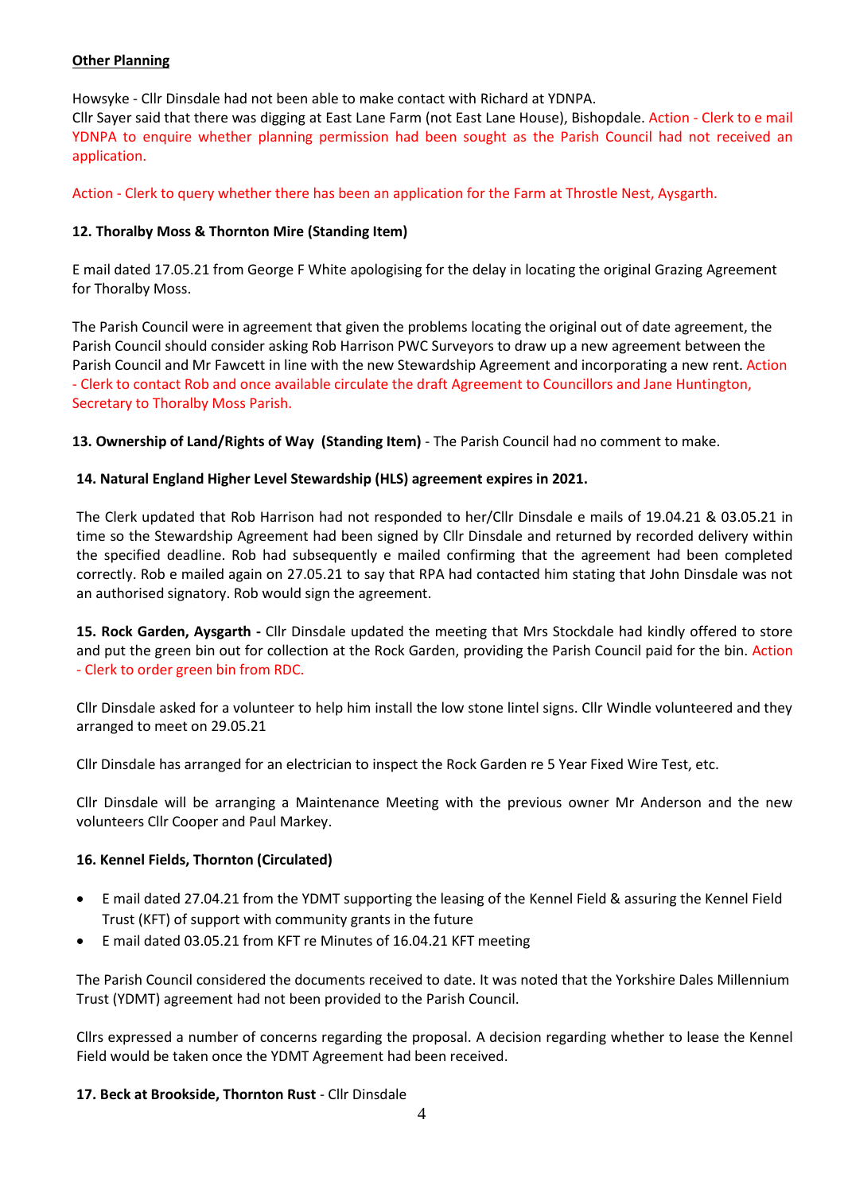**Other Planning**

Howsyke - Cllr Dinsdale had not been able to make contact with Richard at YDNPA.
Cllr Sayer said that there was digging at East Lane Farm (not East Lane House), Bishopdale. Action - Clerk to e mail YDNPA to enquire whether planning permission had been sought as the Parish Council had not received an application.

Action - Clerk to query whether there has been an application for the Farm at Throstle Nest, Aysgarth.

**12. Thoralby Moss & Thornton Mire (Standing Item)**

E mail dated 17.05.21 from George F White apologising for the delay in locating the original Grazing Agreement for Thoralby Moss.

The Parish Council were in agreement that given the problems locating the original out of date agreement, the Parish Council should consider asking Rob Harrison PWC Surveyors to draw up a new agreement between the Parish Council and Mr Fawcett in line with the new Stewardship Agreement and incorporating a new rent. Action - Clerk to contact Rob and once available circulate the draft Agreement to Councillors and Jane Huntington, Secretary to Thoralby Moss Parish.

**13. Ownership of Land/Rights of Way (Standing Item)** - The Parish Council had no comment to make.

**14. Natural England Higher Level Stewardship (HLS) agreement expires in 2021.**

The Clerk updated that Rob Harrison had not responded to her/Cllr Dinsdale e mails of 19.04.21 & 03.05.21 in time so the Stewardship Agreement had been signed by Cllr Dinsdale and returned by recorded delivery within the specified deadline. Rob had subsequently e mailed confirming that the agreement had been completed correctly. Rob e mailed again on 27.05.21 to say that RPA had contacted him stating that John Dinsdale was not an authorised signatory. Rob would sign the agreement.

**15. Rock Garden, Aysgarth -** Cllr Dinsdale updated the meeting that Mrs Stockdale had kindly offered to store and put the green bin out for collection at the Rock Garden, providing the Parish Council paid for the bin. Action - Clerk to order green bin from RDC.

Cllr Dinsdale asked for a volunteer to help him install the low stone lintel signs. Cllr Windle volunteered and they arranged to meet on 29.05.21

Cllr Dinsdale has arranged for an electrician to inspect the Rock Garden re 5 Year Fixed Wire Test, etc.

Cllr Dinsdale will be arranging a Maintenance Meeting with the previous owner Mr Anderson and the new volunteers Cllr Cooper and Paul Markey.

**16. Kennel Fields, Thornton (Circulated)**

- E mail dated 27.04.21 from the YDMT supporting the leasing of the Kennel Field & assuring the Kennel Field Trust (KFT) of support with community grants in the future
- E mail dated 03.05.21 from KFT re Minutes of 16.04.21 KFT meeting

The Parish Council considered the documents received to date. It was noted that the Yorkshire Dales Millennium Trust (YDMT) agreement had not been provided to the Parish Council.

Cllrs expressed a number of concerns regarding the proposal. A decision regarding whether to lease the Kennel Field would be taken once the YDMT Agreement had been received.

**17. Beck at Brookside, Thornton Rust** - Cllr Dinsdale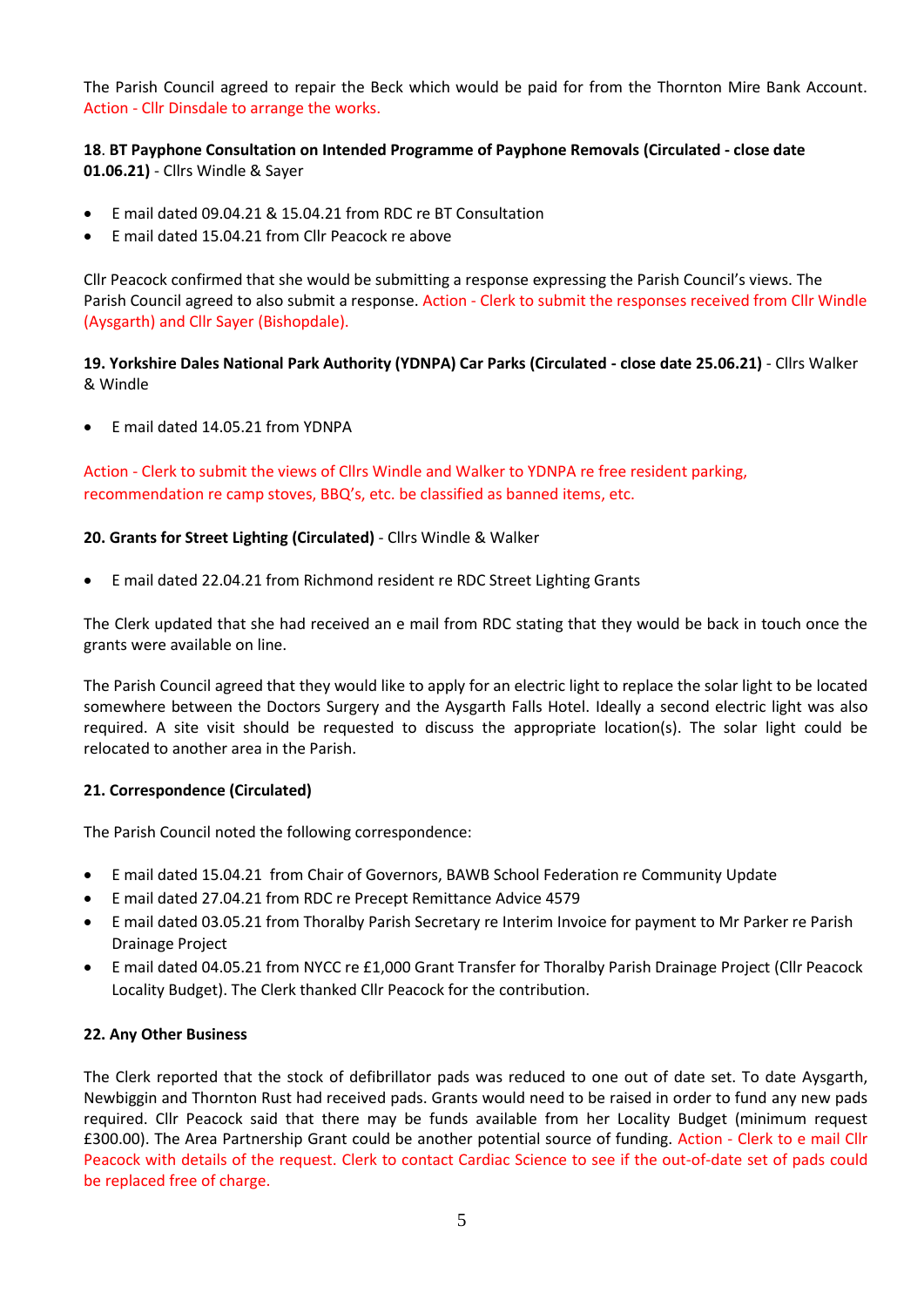The Parish Council agreed to repair the Beck which would be paid for from the Thornton Mire Bank Account. Action - Cllr Dinsdale to arrange the works.

**18**. **BT Payphone Consultation on Intended Programme of Payphone Removals (Circulated - close date 01.06.21)** - Cllrs Windle & Sayer

- E mail dated 09.04.21 & 15.04.21 from RDC re BT Consultation
- E mail dated 15.04.21 from Cllr Peacock re above

Cllr Peacock confirmed that she would be submitting a response expressing the Parish Council's views. The Parish Council agreed to also submit a response. Action - Clerk to submit the responses received from Cllr Windle (Aysgarth) and Cllr Sayer (Bishopdale).

**19. Yorkshire Dales National Park Authority (YDNPA) Car Parks (Circulated - close date 25.06.21)** - Cllrs Walker & Windle

- E mail dated 14.05.21 from YDNPA

Action - Clerk to submit the views of Cllrs Windle and Walker to YDNPA re free resident parking, recommendation re camp stoves, BBQ's, etc. be classified as banned items, etc.

**20. Grants for Street Lighting (Circulated)** - Cllrs Windle & Walker

- E mail dated 22.04.21 from Richmond resident re RDC Street Lighting Grants

The Clerk updated that she had received an e mail from RDC stating that they would be back in touch once the grants were available on line.

The Parish Council agreed that they would like to apply for an electric light to replace the solar light to be located somewhere between the Doctors Surgery and the Aysgarth Falls Hotel. Ideally a second electric light was also required. A site visit should be requested to discuss the appropriate location(s). The solar light could be relocated to another area in the Parish.

**21. Correspondence (Circulated)**

The Parish Council noted the following correspondence:

- E mail dated 15.04.21 from Chair of Governors, BAWB School Federation re Community Update
- E mail dated 27.04.21 from RDC re Precept Remittance Advice 4579
- E mail dated 03.05.21 from Thoralby Parish Secretary re Interim Invoice for payment to Mr Parker re Parish Drainage Project
- E mail dated 04.05.21 from NYCC re £1,000 Grant Transfer for Thoralby Parish Drainage Project (Cllr Peacock Locality Budget). The Clerk thanked Cllr Peacock for the contribution.

**22. Any Other Business**

The Clerk reported that the stock of defibrillator pads was reduced to one out of date set. To date Aysgarth, Newbiggin and Thornton Rust had received pads. Grants would need to be raised in order to fund any new pads required. Cllr Peacock said that there may be funds available from her Locality Budget (minimum request £300.00). The Area Partnership Grant could be another potential source of funding. Action - Clerk to e mail Cllr Peacock with details of the request. Clerk to contact Cardiac Science to see if the out-of-date set of pads could be replaced free of charge.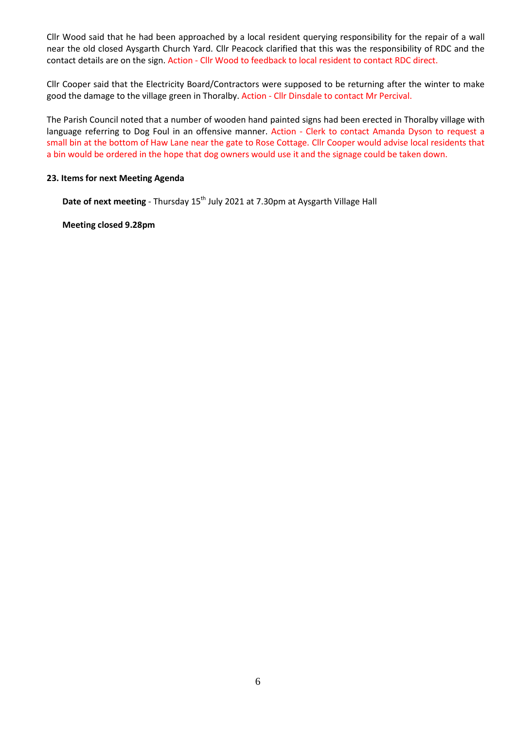Cllr Wood said that he had been approached by a local resident querying responsibility for the repair of a wall near the old closed Aysgarth Church Yard. Cllr Peacock clarified that this was the responsibility of RDC and the contact details are on the sign. Action - Cllr Wood to feedback to local resident to contact RDC direct.

Cllr Cooper said that the Electricity Board/Contractors were supposed to be returning after the winter to make good the damage to the village green in Thoralby. Action - Cllr Dinsdale to contact Mr Percival.

The Parish Council noted that a number of wooden hand painted signs had been erected in Thoralby village with language referring to Dog Foul in an offensive manner. Action - Clerk to contact Amanda Dyson to request a small bin at the bottom of Haw Lane near the gate to Rose Cottage. Cllr Cooper would advise local residents that a bin would be ordered in the hope that dog owners would use it and the signage could be taken down.

**23. Items for next Meeting Agenda**

**Date of next meeting** - Thursday 15th July 2021 at 7.30pm at Aysgarth Village Hall

**Meeting closed 9.28pm**